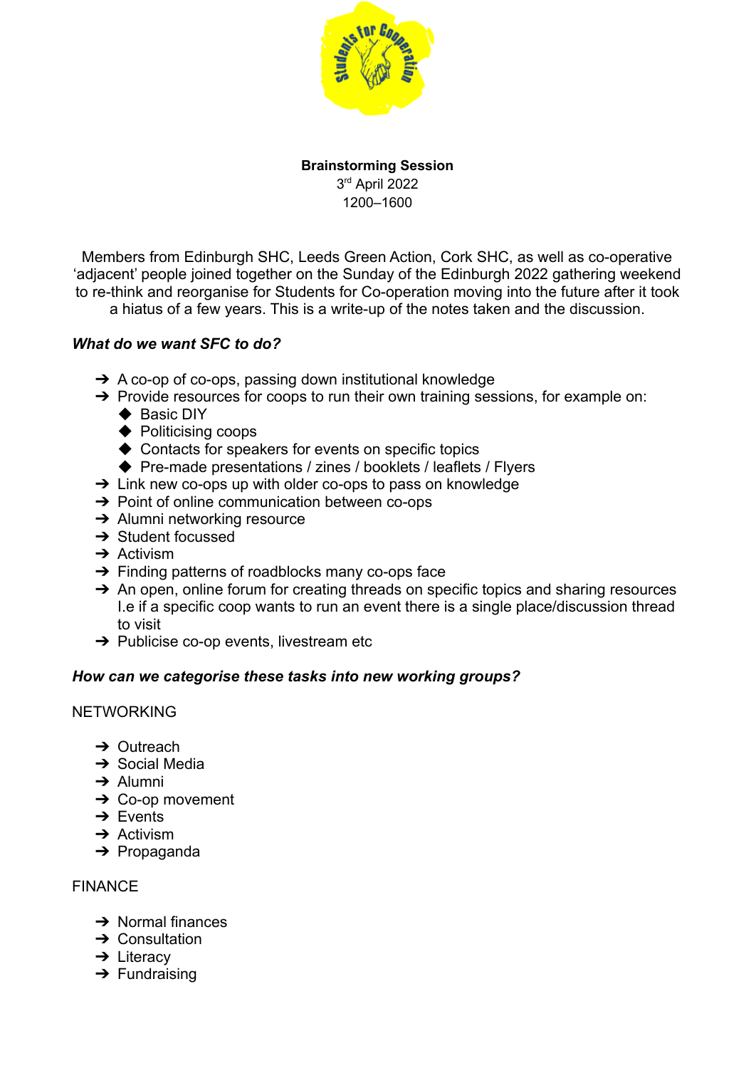**Brainstorming Session**

3rd April 2022

1200–1600

Members from Edinburgh SHC, Leeds Green Action, Cork SHC, as well as co-operative 'adjacent' people joined together on the Sunday of the Edinburgh 2022 gathering weekend to re-think and reorganise for Students for Co-operation moving into the future after it took a hiatus of a few years. This is a write-up of the notes taken and the discussion.

### *What do we want SFC to do?*

- A co-op of co-ops, passing down institutional knowledge
- Provide resources for coops to run their own training sessions, for example on:
  - Basic DIY
  - Politicising coops
  - Contacts for speakers for events on specific topics
  - Pre-made presentations / zines / booklets / leaflets / Flyers
- Link new co-ops up with older co-ops to pass on knowledge
- Point of online communication between co-ops
- Alumni networking resource
- Student focussed
- Activism
- Finding patterns of roadblocks many co-ops face
- An open, online forum for creating threads on specific topics and sharing resources I.e if a specific coop wants to run an event there is a single place/discussion thread to visit
- Publicise co-op events, livestream etc

### *How can we categorise these tasks into new working groups?*

NETWORKING

- Outreach
- Social Media
- Alumni
- Co-op movement
- Events
- Activism
- Propaganda

FINANCE

- Normal finances
- Consultation
- Literacy
- Fundraising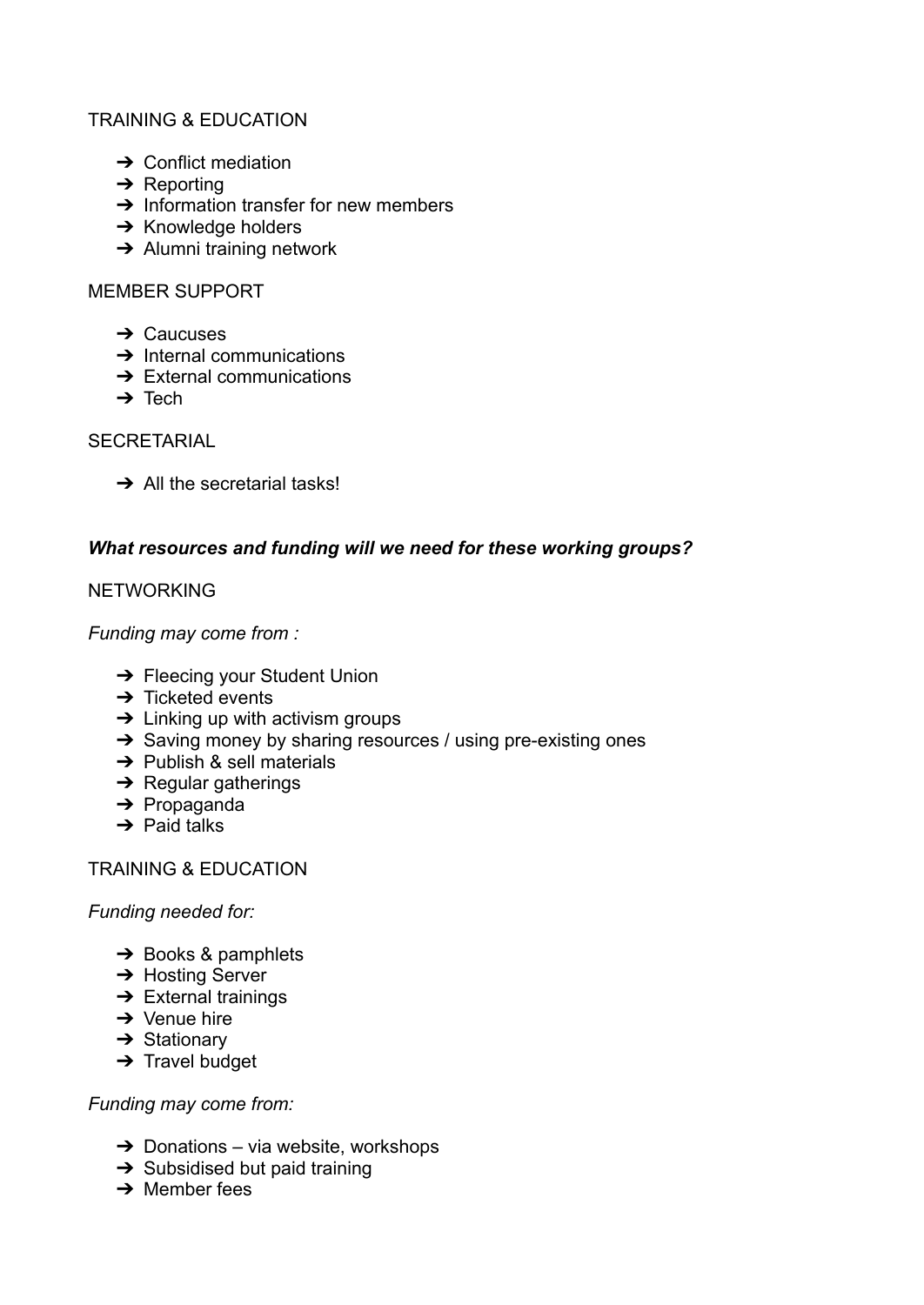TRAINING & EDUCATION

- ➔ Conflict mediation
- ➔ Reporting
- ➔ Information transfer for new members
- ➔ Knowledge holders
- ➔ Alumni training network

MEMBER SUPPORT

- ➔ Caucuses
- ➔ Internal communications
- ➔ External communications
- ➔ Tech

SECRETARIAL

- ➔ All the secretarial tasks!

***What resources and funding will we need for these working groups?***

NETWORKING

*Funding may come from :*

- ➔ Fleecing your Student Union
- ➔ Ticketed events
- ➔ Linking up with activism groups
- ➔ Saving money by sharing resources / using pre-existing ones
- ➔ Publish & sell materials
- ➔ Regular gatherings
- ➔ Propaganda
- ➔ Paid talks

TRAINING & EDUCATION

*Funding needed for:*

- ➔ Books & pamphlets
- ➔ Hosting Server
- ➔ External trainings
- ➔ Venue hire
- ➔ Stationary
- ➔ Travel budget

*Funding may come from:*

- ➔ Donations – via website, workshops
- ➔ Subsidised but paid training
- ➔ Member fees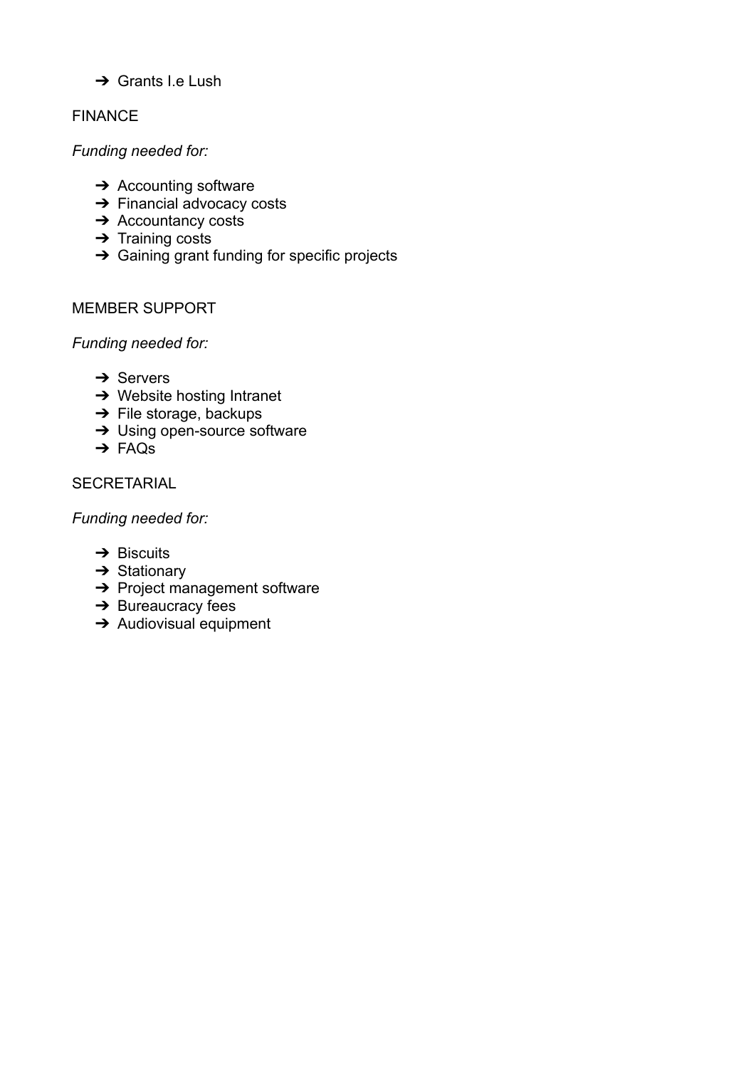- ➔ Grants I.e Lush

FINANCE

*Funding needed for:*

- ➔ Accounting software
- ➔ Financial advocacy costs
- ➔ Accountancy costs
- ➔ Training costs
- ➔ Gaining grant funding for specific projects

MEMBER SUPPORT

*Funding needed for:*

- ➔ Servers
- ➔ Website hosting Intranet
- ➔ File storage, backups
- ➔ Using open-source software
- ➔ FAQs

SECRETARIAL

*Funding needed for:*

- ➔ Biscuits
- ➔ Stationary
- ➔ Project management software
- ➔ Bureaucracy fees
- ➔ Audiovisual equipment